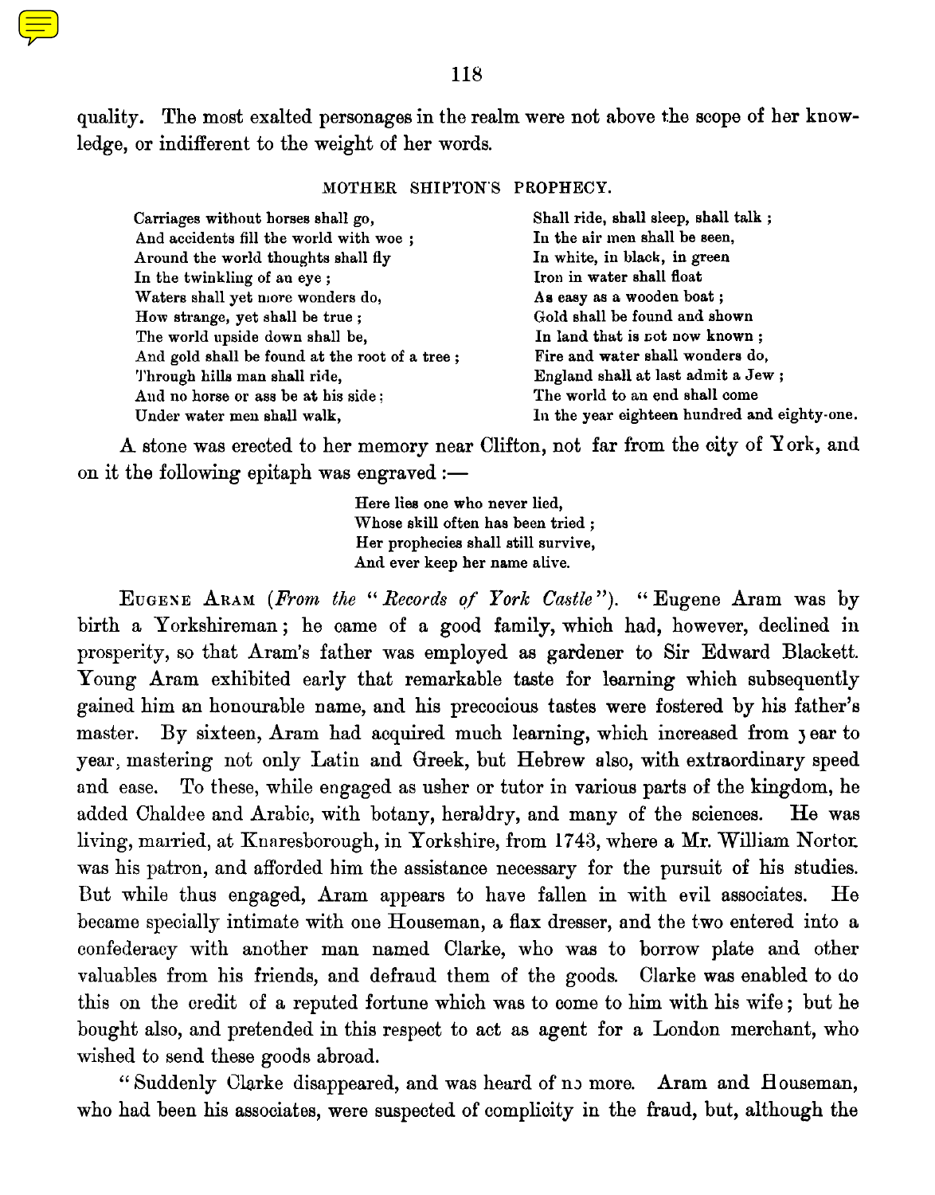quality. The most exalted personages in the realm were not above the scope of her knowledge, or indifferent to the weight of her words.

### MOTHER SHIPTON'S PROPHECY.

Carriages without horses shall go,
And accidents fill the world with woe ;
Around the world thoughts shall fly
In the twinkling of an eye ;
Waters shall yet more wonders do,
How strange, yet shall be true ;
The world upside down shall be,
And gold shall be found at the root of a tree ;
Through hills man shall ride,
And no horse or ass be at his side ;
Under water men shall walk,
Shall ride, shall sleep, shall talk ;
In the air men shall be seen,
In white, in black, in green
Iron in water shall float
As easy as a wooden boat ;
Gold shall be found and shown
In land that is not now known ;
Fire and water shall wonders do,
England shall at last admit a Jew ;
The world to an end shall come
In the year eighteen hundred and eighty-one.

A stone was erected to her memory near Clifton, not far from the city of York, and on it the following epitaph was engraved :—

Here lies one who never lied,
Whose skill often has been tried ;
Her prophecies shall still survive,
And ever keep her name alive.

Eugene Aram (*From the "Records of York Castle"*). "Eugene Aram was by birth a Yorkshireman; he came of a good family, which had, however, declined in prosperity, so that Aram's father was employed as gardener to Sir Edward Blackett. Young Aram exhibited early that remarkable taste for learning which subsequently gained him an honourable name, and his precocious tastes were fostered by his father's master. By sixteen, Aram had acquired much learning, which increased from year to year, mastering not only Latin and Greek, but Hebrew also, with extraordinary speed and ease. To these, while engaged as usher or tutor in various parts of the kingdom, he added Chaldee and Arabic, with botany, heraldry, and many of the sciences. He was living, married, at Knaresborough, in Yorkshire, from 1743, where a Mr. William Norton was his patron, and afforded him the assistance necessary for the pursuit of his studies. But while thus engaged, Aram appears to have fallen in with evil associates. He became specially intimate with one Houseman, a flax dresser, and the two entered into a confederacy with another man named Clarke, who was to borrow plate and other valuables from his friends, and defraud them of the goods. Clarke was enabled to do this on the credit of a reputed fortune which was to come to him with his wife; but he bought also, and pretended in this respect to act as agent for a London merchant, who wished to send these goods abroad.

"Suddenly Clarke disappeared, and was heard of no more. Aram and Houseman, who had been his associates, were suspected of complicity in the fraud, but, although the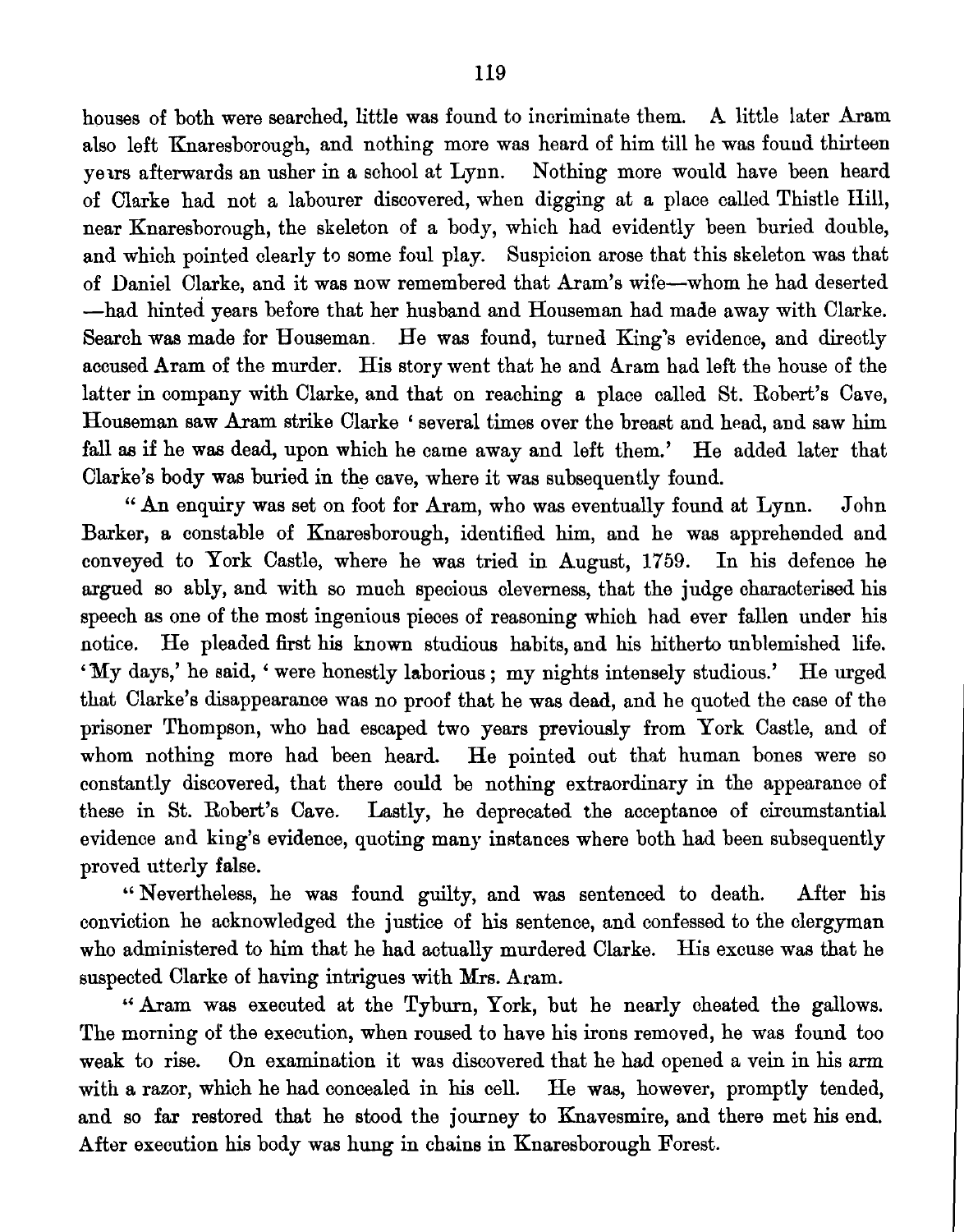houses of both were searched, little was found to incriminate them. A little later Aram also left Knaresborough, and nothing more was heard of him till he was found thirteen years afterwards an usher in a school at Lynn. Nothing more would have been heard of Clarke had not a labourer discovered, when digging at a place called Thistle Hill, near Knaresborough, the skeleton of a body, which had evidently been buried double, and which pointed clearly to some foul play. Suspicion arose that this skeleton was that of Daniel Clarke, and it was now remembered that Aram's wife—whom he had deserted —had hinted years before that her husband and Houseman had made away with Clarke. Search was made for Houseman. He was found, turned King's evidence, and directly accused Aram of the murder. His story went that he and Aram had left the house of the latter in company with Clarke, and that on reaching a place called St. Robert's Cave, Houseman saw Aram strike Clarke 'several times over the breast and head, and saw him fall as if he was dead, upon which he came away and left them.' He added later that Clarke's body was buried in the cave, where it was subsequently found.

"An enquiry was set on foot for Aram, who was eventually found at Lynn. John Barker, a constable of Knaresborough, identified him, and he was apprehended and conveyed to York Castle, where he was tried in August, 1759. In his defence he argued so ably, and with so much specious cleverness, that the judge characterised his speech as one of the most ingenious pieces of reasoning which had ever fallen under his notice. He pleaded first his known studious habits, and his hitherto unblemished life. 'My days,' he said, 'were honestly laborious; my nights intensely studious.' He urged that Clarke's disappearance was no proof that he was dead, and he quoted the case of the prisoner Thompson, who had escaped two years previously from York Castle, and of whom nothing more had been heard. He pointed out that human bones were so constantly discovered, that there could be nothing extraordinary in the appearance of these in St. Robert's Cave. Lastly, he deprecated the acceptance of circumstantial evidence and king's evidence, quoting many instances where both had been subsequently proved utterly false.

"Nevertheless, he was found guilty, and was sentenced to death. After his conviction he acknowledged the justice of his sentence, and confessed to the clergyman who administered to him that he had actually murdered Clarke. His excuse was that he suspected Clarke of having intrigues with Mrs. Aram.

"Aram was executed at the Tyburn, York, but he nearly cheated the gallows. The morning of the execution, when roused to have his irons removed, he was found too weak to rise. On examination it was discovered that he had opened a vein in his arm with a razor, which he had concealed in his cell. He was, however, promptly tended, and so far restored that he stood the journey to Knavesmire, and there met his end. After execution his body was hung in chains in Knaresborough Forest.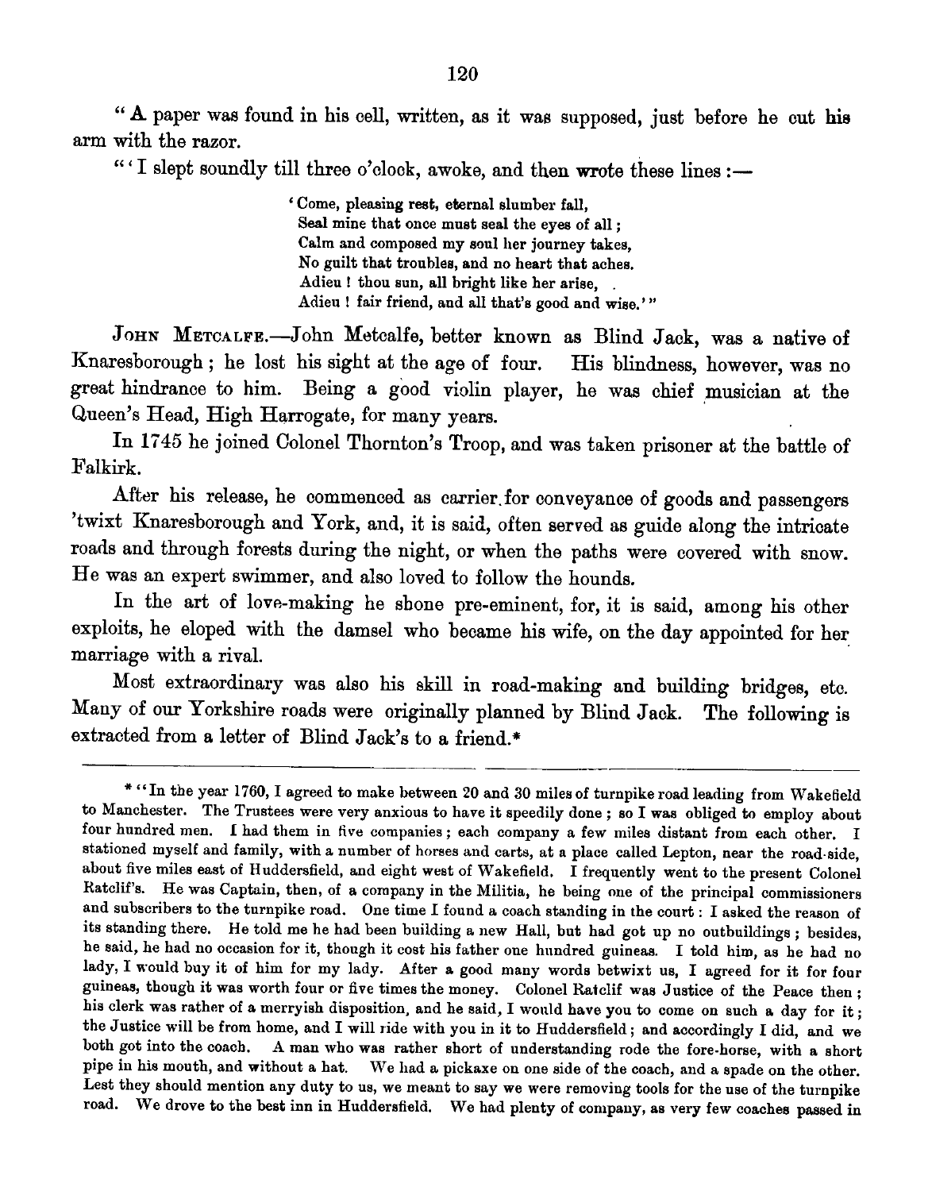"A paper was found in his cell, written, as it was supposed, just before he cut his arm with the razor.

"'I slept soundly till three o'clock, awoke, and then wrote these lines:—

> 'Come, pleasing rest, eternal slumber fall,
> Seal mine that once must seal the eyes of all;
> Calm and composed my soul her journey takes,
> No guilt that troubles, and no heart that aches.
> Adieu! thou sun, all bright like her arise,
> Adieu! fair friend, and all that's good and wise.'"

JOHN METCALFE.—John Metcalfe, better known as Blind Jack, was a native of Knaresborough; he lost his sight at the age of four. His blindness, however, was no great hindrance to him. Being a good violin player, he was chief musician at the Queen's Head, High Harrogate, for many years.

In 1745 he joined Colonel Thornton's Troop, and was taken prisoner at the battle of Falkirk.

After his release, he commenced as carrier for conveyance of goods and passengers 'twixt Knaresborough and York, and, it is said, often served as guide along the intricate roads and through forests during the night, or when the paths were covered with snow. He was an expert swimmer, and also loved to follow the hounds.

In the art of love-making he shone pre-eminent, for, it is said, among his other exploits, he eloped with the damsel who became his wife, on the day appointed for her marriage with a rival.

Most extraordinary was also his skill in road-making and building bridges, etc. Many of our Yorkshire roads were originally planned by Blind Jack. The following is extracted from a letter of Blind Jack's to a friend.*

---

* "In the year 1760, I agreed to make between 20 and 30 miles of turnpike road leading from Wakefield to Manchester. The Trustees were very anxious to have it speedily done; so I was obliged to employ about four hundred men. I had them in five companies; each company a few miles distant from each other. I stationed myself and family, with a number of horses and carts, at a place called Lepton, near the road-side, about five miles east of Huddersfield, and eight west of Wakefield. I frequently went to the present Colonel Ratclif's. He was Captain, then, of a company in the Militia, he being one of the principal commissioners and subscribers to the turnpike road. One time I found a coach standing in the court: I asked the reason of its standing there. He told me he had been building a new Hall, but had got up no outbuildings; besides, he said, he had no occasion for it, though it cost his father one hundred guineas. I told him, as he had no lady, I would buy it of him for my lady. After a good many words betwixt us, I agreed for it for four guineas, though it was worth four or five times the money. Colonel Ratclif was Justice of the Peace then; his clerk was rather of a merryish disposition, and he said, I would have you to come on such a day for it; the Justice will be from home, and I will ride with you in it to Huddersfield; and accordingly I did, and we both got into the coach. A man who was rather short of understanding rode the fore-horse, with a short pipe in his mouth, and without a hat. We had a pickaxe on one side of the coach, and a spade on the other. Lest they should mention any duty to us, we meant to say we were removing tools for the use of the turnpike road. We drove to the best inn in Huddersfield. We had plenty of company, as very few coaches passed in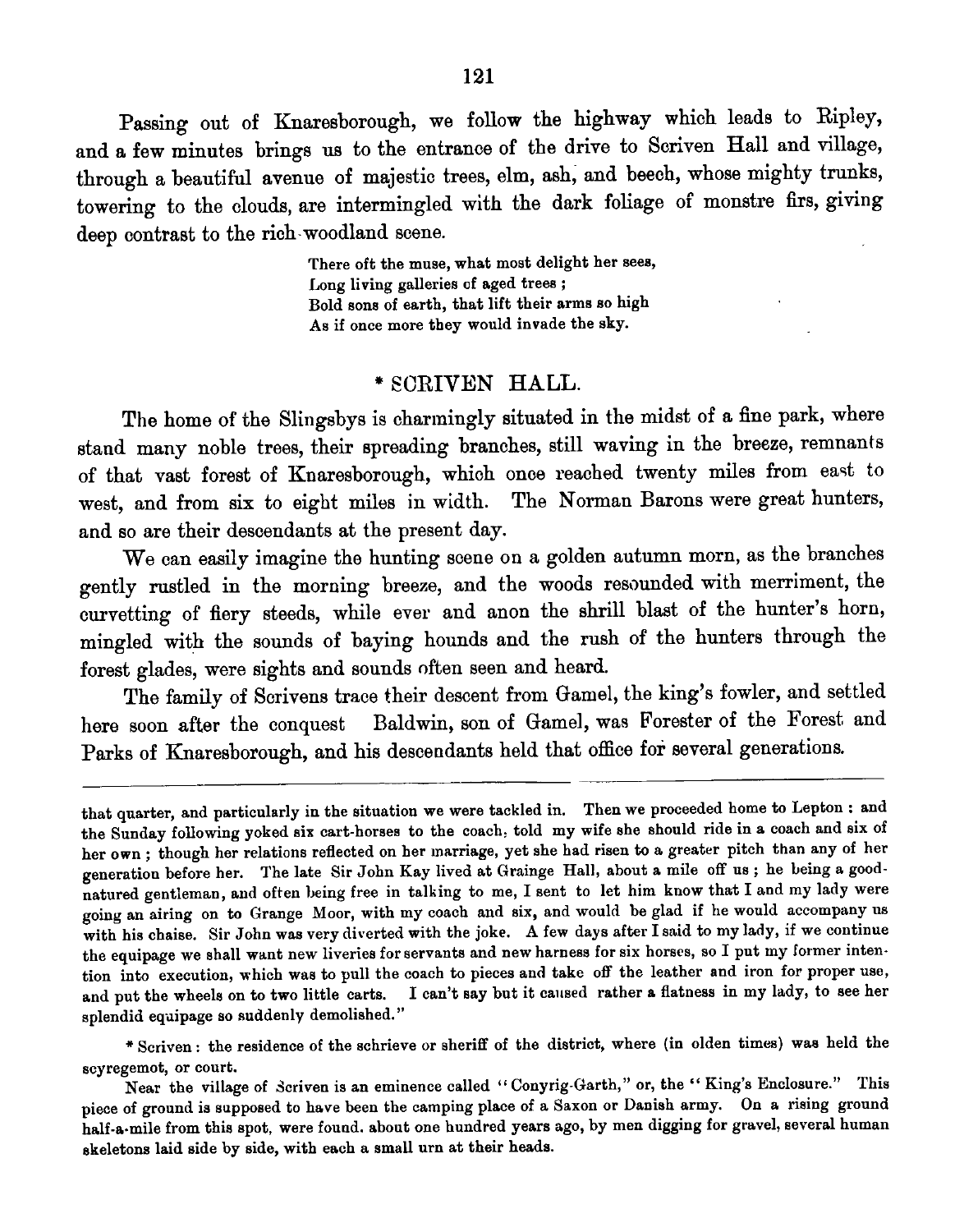Passing out of Knaresborough, we follow the highway which leads to Ripley, and a few minutes brings us to the entrance of the drive to Scriven Hall and village, through a beautiful avenue of majestic trees, elm, ash, and beech, whose mighty trunks, towering to the clouds, are intermingled with the dark foliage of monstre firs, giving deep contrast to the rich woodland scene.

> There oft the muse, what most delight her sees,
> Long living galleries of aged trees ;
> Bold sons of earth, that lift their arms so high
> As if once more they would invade the sky.

## * SCRIVEN HALL.

The home of the Slingsbys is charmingly situated in the midst of a fine park, where stand many noble trees, their spreading branches, still waving in the breeze, remnants of that vast forest of Knaresborough, which once reached twenty miles from east to west, and from six to eight miles in width. The Norman Barons were great hunters, and so are their descendants at the present day.

We can easily imagine the hunting scene on a golden autumn morn, as the branches gently rustled in the morning breeze, and the woods resounded with merriment, the curvetting of fiery steeds, while ever and anon the shrill blast of the hunter's horn, mingled with the sounds of baying hounds and the rush of the hunters through the forest glades, were sights and sounds often seen and heard.

The family of Scrivens trace their descent from Gamel, the king's fowler, and settled here soon after the conquest Baldwin, son of Gamel, was Forester of the Forest and Parks of Knaresborough, and his descendants held that office for several generations.

---

that quarter, and particularly in the situation we were tackled in. Then we proceeded home to Lepton : and the Sunday following yoked six cart-horses to the coach; told my wife she should ride in a coach and six of her own ; though her relations reflected on her marriage, yet she had risen to a greater pitch than any of her generation before her. The late Sir John Kay lived at Grainge Hall, about a mile off us ; he being a good-natured gentleman, and often being free in talking to me, I sent to let him know that I and my lady were going an airing on to Grange Moor, with my coach and six, and would be glad if he would accompany us with his chaise. Sir John was very diverted with the joke. A few days after I said to my lady, if we continue the equipage we shall want new liveries for servants and new harness for six horses, so I put my former intention into execution, which was to pull the coach to pieces and take off the leather and iron for proper use, and put the wheels on to two little carts. I can't say but it caused rather a flatness in my lady, to see her splendid equipage so suddenly demolished."

* Scriven : the residence of the schrieve or sheriff of the district, where (in olden times) was held the scyregemot, or court.

Near the village of Scriven is an eminence called "Conyrig-Garth," or, the "King's Enclosure." This piece of ground is supposed to have been the camping place of a Saxon or Danish army. On a rising ground half-a-mile from this spot, were found. about one hundred years ago, by men digging for gravel, several human skeletons laid side by side, with each a small urn at their heads.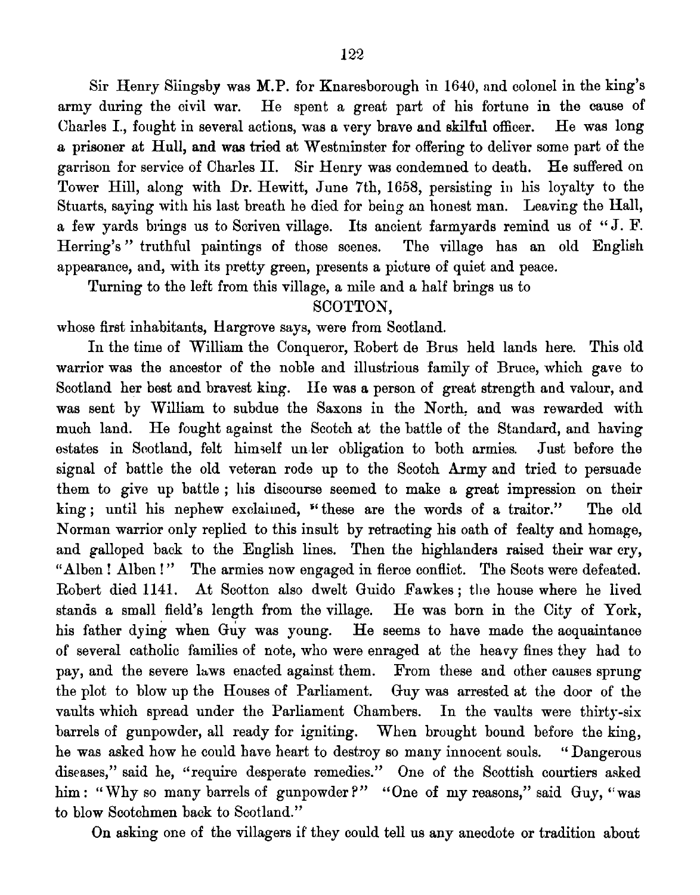Sir Henry Slingsby was M.P. for Knaresborough in 1640, and colonel in the king's army during the civil war. He spent a great part of his fortune in the cause of Charles I., fought in several actions, was a very brave and skilful officer. He was long a prisoner at Hull, and was tried at Westminster for offering to deliver some part of the garrison for service of Charles II. Sir Henry was condemned to death. He suffered on Tower Hill, along with Dr. Hewitt, June 7th, 1658, persisting in his loyalty to the Stuarts, saying with his last breath he died for being an honest man. Leaving the Hall, a few yards brings us to Scriven village. Its ancient farmyards remind us of "J. F. Herring's" truthful paintings of those scenes. The village has an old English appearance, and, with its pretty green, presents a picture of quiet and peace.

Turning to the left from this village, a mile and a half brings us to

## SCOTTON,

whose first inhabitants, Hargrove says, were from Scotland.

In the time of William the Conqueror, Robert de Brus held lands here. This old warrior was the ancestor of the noble and illustrious family of Bruce, which gave to Scotland her best and bravest king. He was a person of great strength and valour, and was sent by William to subdue the Saxons in the North, and was rewarded with much land. He fought against the Scotch at the battle of the Standard, and having estates in Scotland, felt himself under obligation to both armies. Just before the signal of battle the old veteran rode up to the Scotch Army and tried to persuade them to give up battle; his discourse seemed to make a great impression on their king; until his nephew exclaimed, "these are the words of a traitor." The old Norman warrior only replied to this insult by retracting his oath of fealty and homage, and galloped back to the English lines. Then the highlanders raised their war cry, "Alben! Alben!" The armies now engaged in fierce conflict. The Scots were defeated. Robert died 1141. At Scotton also dwelt Guido Fawkes; the house where he lived stands a small field's length from the village. He was born in the City of York, his father dying when Guy was young. He seems to have made the acquaintance of several catholic families of note, who were enraged at the heavy fines they had to pay, and the severe laws enacted against them. From these and other causes sprung the plot to blow up the Houses of Parliament. Guy was arrested at the door of the vaults which spread under the Parliament Chambers. In the vaults were thirty-six barrels of gunpowder, all ready for igniting. When brought bound before the king, he was asked how he could have heart to destroy so many innocent souls. "Dangerous diseases," said he, "require desperate remedies." One of the Scottish courtiers asked him: "Why so many barrels of gunpowder?" "One of my reasons," said Guy, "was to blow Scotchmen back to Scotland."

On asking one of the villagers if they could tell us any anecdote or tradition about